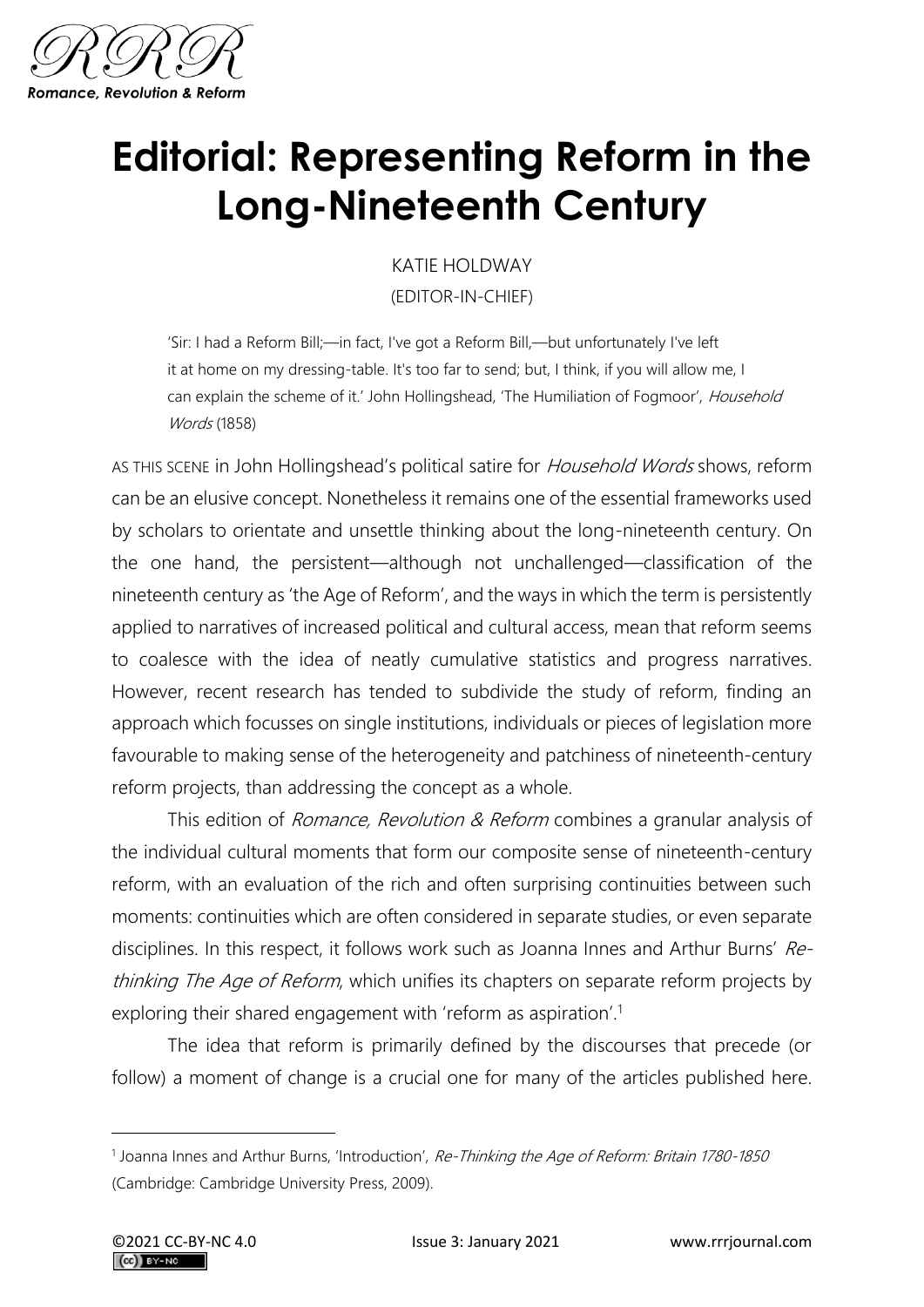# Editorial: Representing Reform in the Long-Nineteenth Century

KATIE HOLDWAY

(EDITOR-IN-CHIEF)

> 'Sir: I had a Reform Bill;—in fact, I've got a Reform Bill,—but unfortunately I've left it at home on my dressing-table. It's too far to send; but, I think, if you will allow me, I can explain the scheme of it.' John Hollingshead, 'The Humiliation of Fogmoor', *Household Words* (1858)

AS THIS SCENE in John Hollingshead's political satire for *Household Words* shows, reform can be an elusive concept. Nonetheless it remains one of the essential frameworks used by scholars to orientate and unsettle thinking about the long-nineteenth century. On the one hand, the persistent—although not unchallenged—classification of the nineteenth century as 'the Age of Reform', and the ways in which the term is persistently applied to narratives of increased political and cultural access, mean that reform seems to coalesce with the idea of neatly cumulative statistics and progress narratives. However, recent research has tended to subdivide the study of reform, finding an approach which focusses on single institutions, individuals or pieces of legislation more favourable to making sense of the heterogeneity and patchiness of nineteenth-century reform projects, than addressing the concept as a whole.

This edition of *Romance, Revolution & Reform* combines a granular analysis of the individual cultural moments that form our composite sense of nineteenth-century reform, with an evaluation of the rich and often surprising continuities between such moments: continuities which are often considered in separate studies, or even separate disciplines. In this respect, it follows work such as Joanna Innes and Arthur Burns' *Re-thinking The Age of Reform*, which unifies its chapters on separate reform projects by exploring their shared engagement with 'reform as aspiration'.[1]

The idea that reform is primarily defined by the discourses that precede (or follow) a moment of change is a crucial one for many of the articles published here.

[1] Joanna Innes and Arthur Burns, 'Introduction', *Re-Thinking the Age of Reform: Britain 1780-1850* (Cambridge: Cambridge University Press, 2009).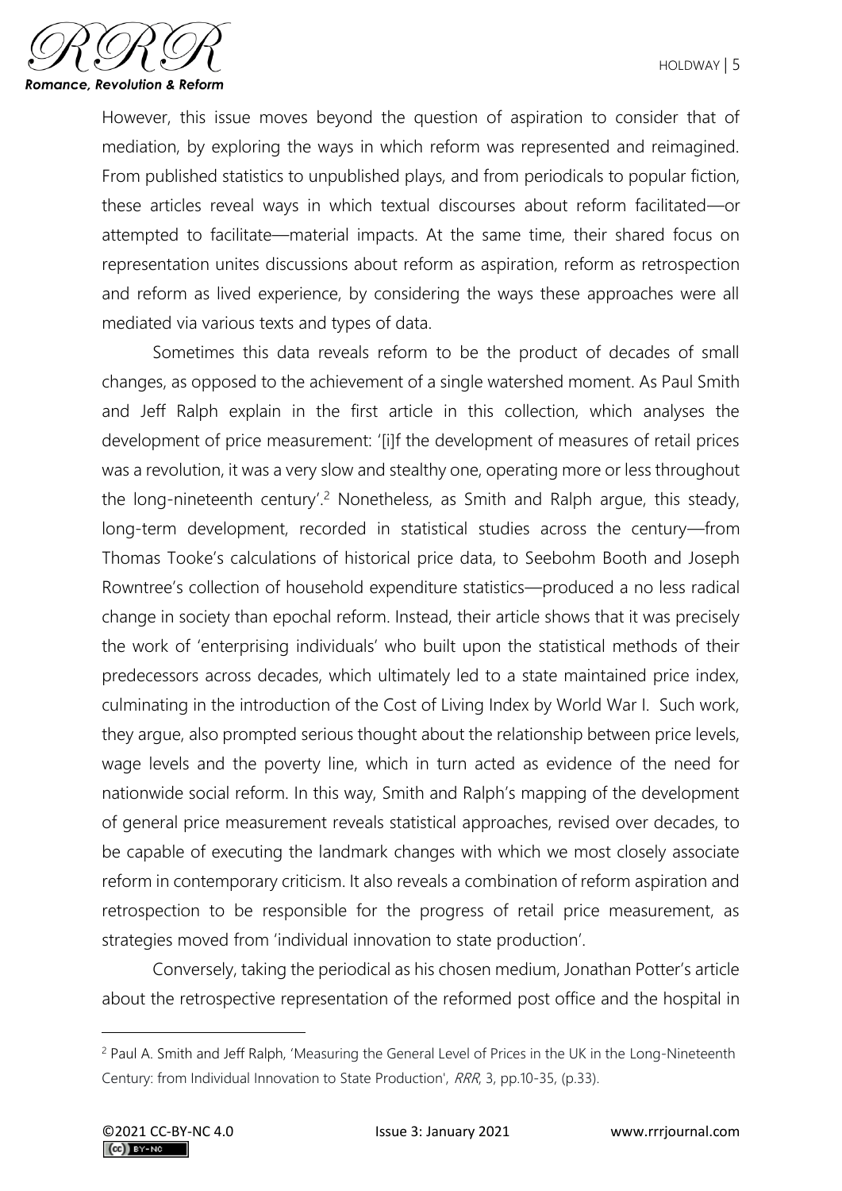However, this issue moves beyond the question of aspiration to consider that of mediation, by exploring the ways in which reform was represented and reimagined. From published statistics to unpublished plays, and from periodicals to popular fiction, these articles reveal ways in which textual discourses about reform facilitated—or attempted to facilitate—material impacts. At the same time, their shared focus on representation unites discussions about reform as aspiration, reform as retrospection and reform as lived experience, by considering the ways these approaches were all mediated via various texts and types of data.

Sometimes this data reveals reform to be the product of decades of small changes, as opposed to the achievement of a single watershed moment. As Paul Smith and Jeff Ralph explain in the first article in this collection, which analyses the development of price measurement: '[i]f the development of measures of retail prices was a revolution, it was a very slow and stealthy one, operating more or less throughout the long-nineteenth century'.[2] Nonetheless, as Smith and Ralph argue, this steady, long-term development, recorded in statistical studies across the century—from Thomas Tooke's calculations of historical price data, to Seebohm Booth and Joseph Rowntree's collection of household expenditure statistics—produced a no less radical change in society than epochal reform. Instead, their article shows that it was precisely the work of 'enterprising individuals' who built upon the statistical methods of their predecessors across decades, which ultimately led to a state maintained price index, culminating in the introduction of the Cost of Living Index by World War I. Such work, they argue, also prompted serious thought about the relationship between price levels, wage levels and the poverty line, which in turn acted as evidence of the need for nationwide social reform. In this way, Smith and Ralph's mapping of the development of general price measurement reveals statistical approaches, revised over decades, to be capable of executing the landmark changes with which we most closely associate reform in contemporary criticism. It also reveals a combination of reform aspiration and retrospection to be responsible for the progress of retail price measurement, as strategies moved from 'individual innovation to state production'.

Conversely, taking the periodical as his chosen medium, Jonathan Potter's article about the retrospective representation of the reformed post office and the hospital in

---

[2] Paul A. Smith and Jeff Ralph, 'Measuring the General Level of Prices in the UK in the Long-Nineteenth Century: from Individual Innovation to State Production', *RRR*, 3, pp.10-35, (p.33).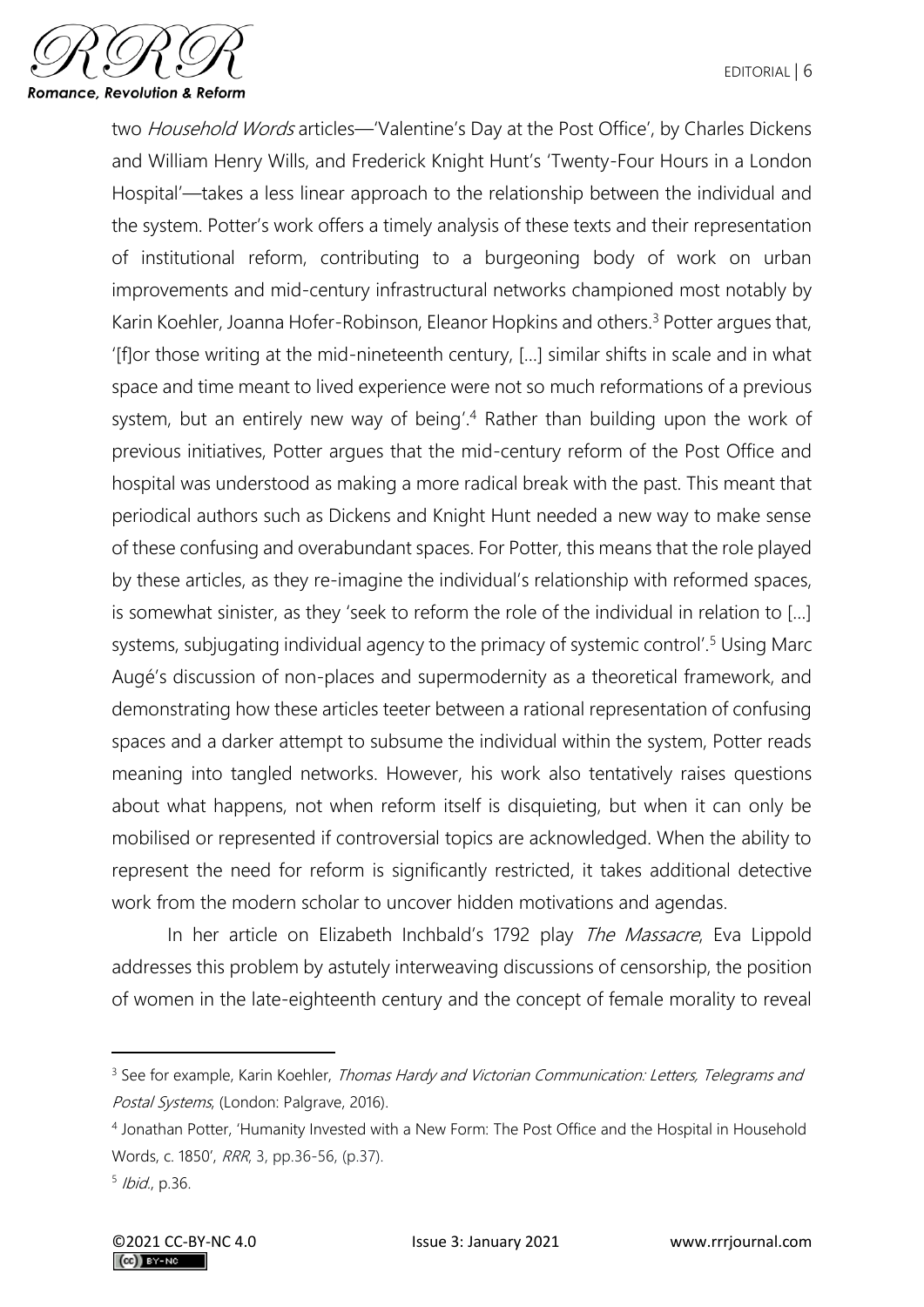two *Household Words* articles—'Valentine's Day at the Post Office', by Charles Dickens and William Henry Wills, and Frederick Knight Hunt's 'Twenty-Four Hours in a London Hospital'—takes a less linear approach to the relationship between the individual and the system. Potter's work offers a timely analysis of these texts and their representation of institutional reform, contributing to a burgeoning body of work on urban improvements and mid-century infrastructural networks championed most notably by Karin Koehler, Joanna Hofer-Robinson, Eleanor Hopkins and others.[3] Potter argues that, '[f]or those writing at the mid-nineteenth century, […] similar shifts in scale and in what space and time meant to lived experience were not so much reformations of a previous system, but an entirely new way of being'.[4] Rather than building upon the work of previous initiatives, Potter argues that the mid-century reform of the Post Office and hospital was understood as making a more radical break with the past. This meant that periodical authors such as Dickens and Knight Hunt needed a new way to make sense of these confusing and overabundant spaces. For Potter, this means that the role played by these articles, as they re-imagine the individual's relationship with reformed spaces, is somewhat sinister, as they 'seek to reform the role of the individual in relation to […] systems, subjugating individual agency to the primacy of systemic control'.[5] Using Marc Augé's discussion of non-places and supermodernity as a theoretical framework, and demonstrating how these articles teeter between a rational representation of confusing spaces and a darker attempt to subsume the individual within the system, Potter reads meaning into tangled networks. However, his work also tentatively raises questions about what happens, not when reform itself is disquieting, but when it can only be mobilised or represented if controversial topics are acknowledged. When the ability to represent the need for reform is significantly restricted, it takes additional detective work from the modern scholar to uncover hidden motivations and agendas.

In her article on Elizabeth Inchbald's 1792 play *The Massacre*, Eva Lippold addresses this problem by astutely interweaving discussions of censorship, the position of women in the late-eighteenth century and the concept of female morality to reveal

---

[3] See for example, Karin Koehler, *Thomas Hardy and Victorian Communication: Letters, Telegrams and Postal Systems*, (London: Palgrave, 2016).

[4] Jonathan Potter, 'Humanity Invested with a New Form: The Post Office and the Hospital in Household Words, c. 1850', *RRR*, 3, pp.36-56, (p.37).

[5] *Ibid.*, p.36.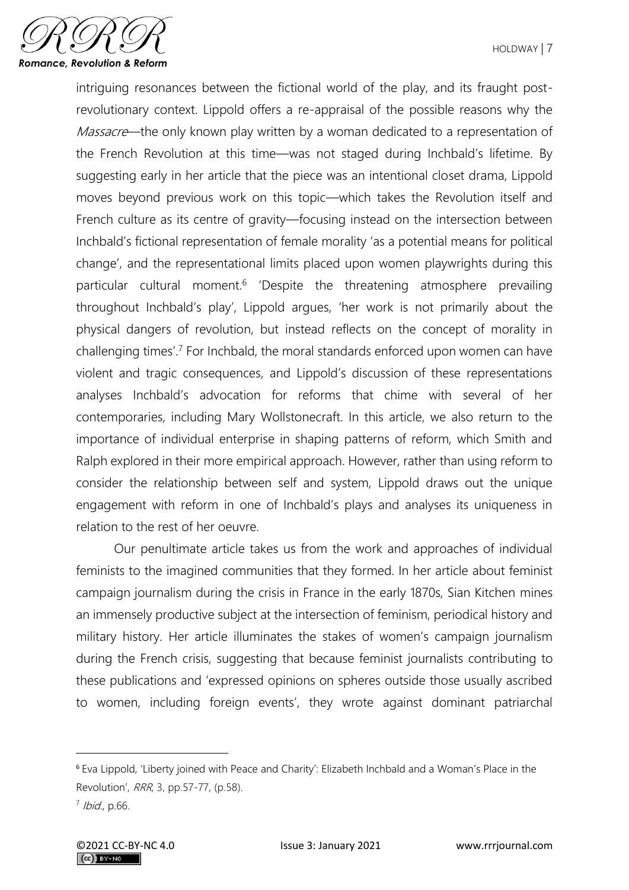intriguing resonances between the fictional world of the play, and its fraught post-revolutionary context. Lippold offers a re-appraisal of the possible reasons why the *Massacre*—the only known play written by a woman dedicated to a representation of the French Revolution at this time—was not staged during Inchbald's lifetime. By suggesting early in her article that the piece was an intentional closet drama, Lippold moves beyond previous work on this topic—which takes the Revolution itself and French culture as its centre of gravity—focusing instead on the intersection between Inchbald's fictional representation of female morality 'as a potential means for political change', and the representational limits placed upon women playwrights during this particular cultural moment.[6] 'Despite the threatening atmosphere prevailing throughout Inchbald's play', Lippold argues, 'her work is not primarily about the physical dangers of revolution, but instead reflects on the concept of morality in challenging times'.[7] For Inchbald, the moral standards enforced upon women can have violent and tragic consequences, and Lippold's discussion of these representations analyses Inchbald's advocation for reforms that chime with several of her contemporaries, including Mary Wollstonecraft. In this article, we also return to the importance of individual enterprise in shaping patterns of reform, which Smith and Ralph explored in their more empirical approach. However, rather than using reform to consider the relationship between self and system, Lippold draws out the unique engagement with reform in one of Inchbald's plays and analyses its uniqueness in relation to the rest of her oeuvre.

Our penultimate article takes us from the work and approaches of individual feminists to the imagined communities that they formed. In her article about feminist campaign journalism during the crisis in France in the early 1870s, Sian Kitchen mines an immensely productive subject at the intersection of feminism, periodical history and military history. Her article illuminates the stakes of women's campaign journalism during the French crisis, suggesting that because feminist journalists contributing to these publications and 'expressed opinions on spheres outside those usually ascribed to women, including foreign events', they wrote against dominant patriarchal

---

[6] Eva Lippold, 'Liberty joined with Peace and Charity': Elizabeth Inchbald and a Woman's Place in the Revolution', *RRR*, 3, pp.57-77, (p.58).

[7] *Ibid.*, p.66.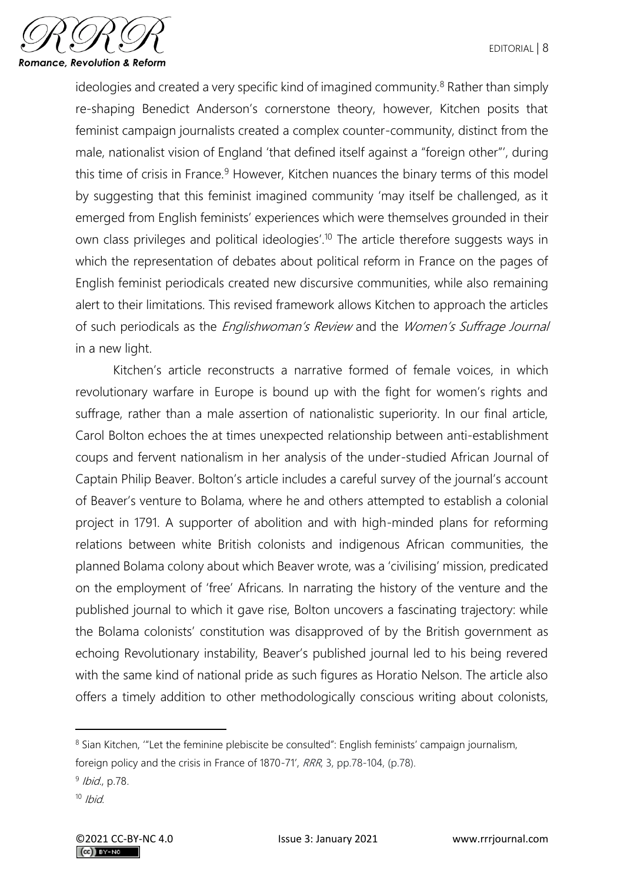ideologies and created a very specific kind of imagined community.[8] Rather than simply re-shaping Benedict Anderson's cornerstone theory, however, Kitchen posits that feminist campaign journalists created a complex counter-community, distinct from the male, nationalist vision of England 'that defined itself against a "foreign other"', during this time of crisis in France.[9] However, Kitchen nuances the binary terms of this model by suggesting that this feminist imagined community 'may itself be challenged, as it emerged from English feminists' experiences which were themselves grounded in their own class privileges and political ideologies'.[10] The article therefore suggests ways in which the representation of debates about political reform in France on the pages of English feminist periodicals created new discursive communities, while also remaining alert to their limitations. This revised framework allows Kitchen to approach the articles of such periodicals as the *Englishwoman's Review* and the *Women's Suffrage Journal* in a new light.

Kitchen's article reconstructs a narrative formed of female voices, in which revolutionary warfare in Europe is bound up with the fight for women's rights and suffrage, rather than a male assertion of nationalistic superiority. In our final article, Carol Bolton echoes the at times unexpected relationship between anti-establishment coups and fervent nationalism in her analysis of the under-studied African Journal of Captain Philip Beaver. Bolton's article includes a careful survey of the journal's account of Beaver's venture to Bolama, where he and others attempted to establish a colonial project in 1791. A supporter of abolition and with high-minded plans for reforming relations between white British colonists and indigenous African communities, the planned Bolama colony about which Beaver wrote, was a 'civilising' mission, predicated on the employment of 'free' Africans. In narrating the history of the venture and the published journal to which it gave rise, Bolton uncovers a fascinating trajectory: while the Bolama colonists' constitution was disapproved of by the British government as echoing Revolutionary instability, Beaver's published journal led to his being revered with the same kind of national pride as such figures as Horatio Nelson. The article also offers a timely addition to other methodologically conscious writing about colonists,

---

[8] Sian Kitchen, '"Let the feminine plebiscite be consulted": English feminists' campaign journalism, foreign policy and the crisis in France of 1870-71', *RRR*, 3, pp.78-104, (p.78).

[9] *Ibid.*, p.78.

[10] *Ibid.*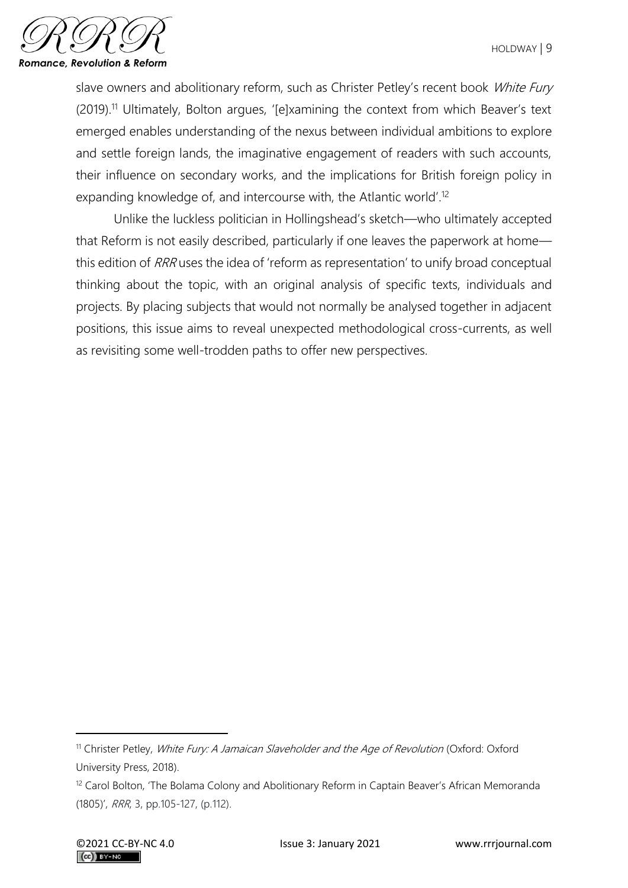slave owners and abolitionary reform, such as Christer Petley's recent book *White Fury* (2019).[11] Ultimately, Bolton argues, '[e]xamining the context from which Beaver's text emerged enables understanding of the nexus between individual ambitions to explore and settle foreign lands, the imaginative engagement of readers with such accounts, their influence on secondary works, and the implications for British foreign policy in expanding knowledge of, and intercourse with, the Atlantic world'.[12]

Unlike the luckless politician in Hollingshead's sketch—who ultimately accepted that Reform is not easily described, particularly if one leaves the paperwork at home—this edition of *RRR* uses the idea of 'reform as representation' to unify broad conceptual thinking about the topic, with an original analysis of specific texts, individuals and projects. By placing subjects that would not normally be analysed together in adjacent positions, this issue aims to reveal unexpected methodological cross-currents, as well as revisiting some well-trodden paths to offer new perspectives.

---

[11] Christer Petley, *White Fury: A Jamaican Slaveholder and the Age of Revolution* (Oxford: Oxford University Press, 2018).

[12] Carol Bolton, 'The Bolama Colony and Abolitionary Reform in Captain Beaver's African Memoranda (1805)', *RRR*, 3, pp.105-127, (p.112).